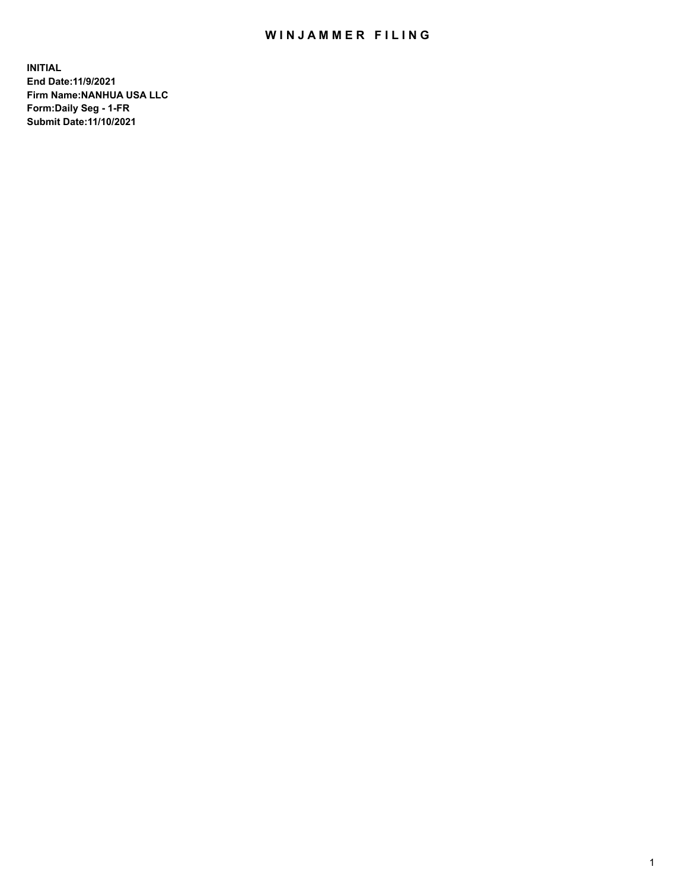# WINJAMMER FILING

**INITIAL**
**End Date:11/9/2021**
**Firm Name:NANHUA USA LLC**
**Form:Daily Seg - 1-FR**
**Submit Date:11/10/2021**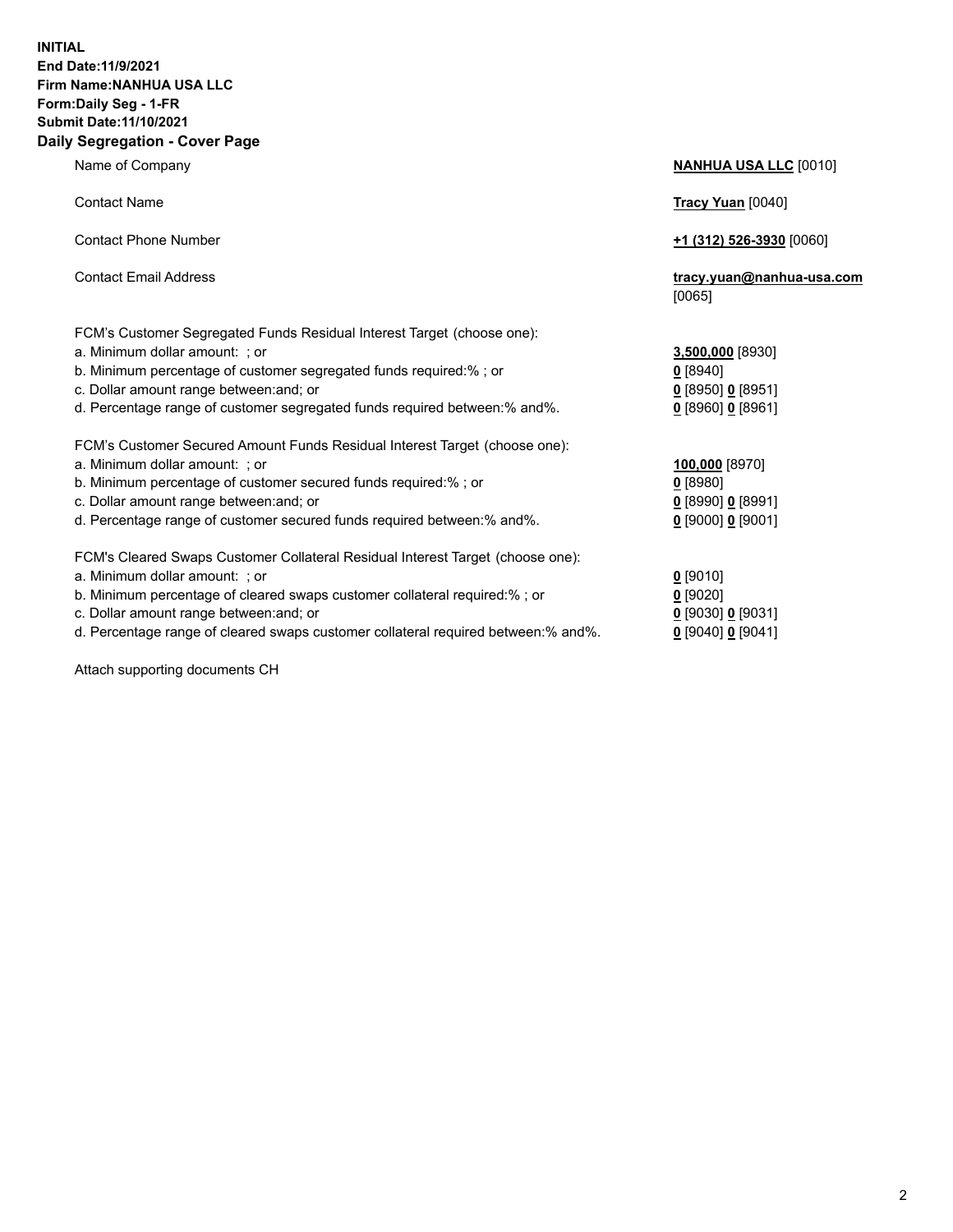**INITIAL**
**End Date:11/9/2021**
**Firm Name:NANHUA USA LLC**
**Form:Daily Seg - 1-FR**
**Submit Date:11/10/2021**

## Daily Segregation - Cover Page

| | |
|---|---|
| Name of Company | **NANHUA USA LLC** [0010] |
| Contact Name | **Tracy Yuan** [0040] |
| Contact Phone Number | **+1 (312) 526-3930** [0060] |
| Contact Email Address | **tracy.yuan@nanhua-usa.com** [0065] |

FCM's Customer Segregated Funds Residual Interest Target (choose one):

| | |
|---|---|
| a. Minimum dollar amount: ; or | **3,500,000** [8930] |
| b. Minimum percentage of customer segregated funds required:% ; or | **0** [8940] |
| c. Dollar amount range between:and; or | **0** [8950] **0** [8951] |
| d. Percentage range of customer segregated funds required between:% and%. | **0** [8960] **0** [8961] |

FCM's Customer Secured Amount Funds Residual Interest Target (choose one):

| | |
|---|---|
| a. Minimum dollar amount: ; or | **100,000** [8970] |
| b. Minimum percentage of customer secured funds required:% ; or | **0** [8980] |
| c. Dollar amount range between:and; or | **0** [8990] **0** [8991] |
| d. Percentage range of customer secured funds required between:% and%. | **0** [9000] **0** [9001] |

FCM's Cleared Swaps Customer Collateral Residual Interest Target (choose one):

| | |
|---|---|
| a. Minimum dollar amount: ; or | **0** [9010] |
| b. Minimum percentage of cleared swaps customer collateral required:% ; or | **0** [9020] |
| c. Dollar amount range between:and; or | **0** [9030] **0** [9031] |
| d. Percentage range of cleared swaps customer collateral required between:% and%. | **0** [9040] **0** [9041] |

Attach supporting documents CH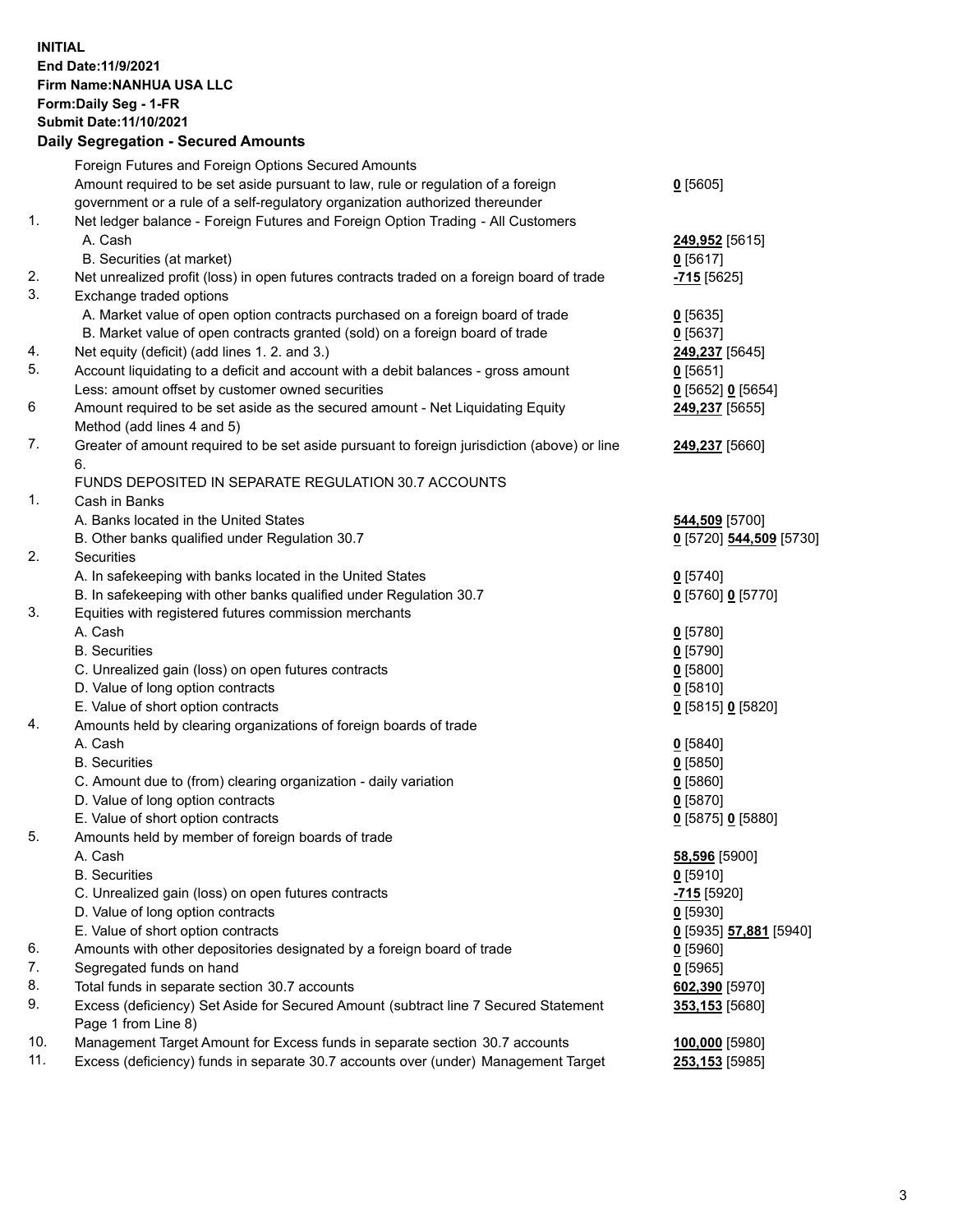**INITIAL**
**End Date:11/9/2021**
**Firm Name:NANHUA USA LLC**
**Form:Daily Seg - 1-FR**
**Submit Date:11/10/2021**

## Daily Segregation - Secured Amounts

| | | |
|---|---|---|
| | Foreign Futures and Foreign Options Secured Amounts | |
| | Amount required to be set aside pursuant to law, rule or regulation of a foreign government or a rule of a self-regulatory organization authorized thereunder | **0** [5605] |
| 1. | Net ledger balance - Foreign Futures and Foreign Option Trading - All Customers | |
| | A. Cash | **249,952** [5615] |
| | B. Securities (at market) | **0** [5617] |
| 2. | Net unrealized profit (loss) in open futures contracts traded on a foreign board of trade | **-715** [5625] |
| 3. | Exchange traded options | |
| | A. Market value of open option contracts purchased on a foreign board of trade | **0** [5635] |
| | B. Market value of open contracts granted (sold) on a foreign board of trade | **0** [5637] |
| 4. | Net equity (deficit) (add lines 1. 2. and 3.) | **249,237** [5645] |
| 5. | Account liquidating to a deficit and account with a debit balances - gross amount | **0** [5651] |
| | Less: amount offset by customer owned securities | **0** [5652] **0** [5654] |
| 6 | Amount required to be set aside as the secured amount - Net Liquidating Equity Method (add lines 4 and 5) | **249,237** [5655] |
| 7. | Greater of amount required to be set aside pursuant to foreign jurisdiction (above) or line 6. | **249,237** [5660] |
| | FUNDS DEPOSITED IN SEPARATE REGULATION 30.7 ACCOUNTS | |
| 1. | Cash in Banks | |
| | A. Banks located in the United States | **544,509** [5700] |
| | B. Other banks qualified under Regulation 30.7 | **0** [5720] **544,509** [5730] |
| 2. | Securities | |
| | A. In safekeeping with banks located in the United States | **0** [5740] |
| | B. In safekeeping with other banks qualified under Regulation 30.7 | **0** [5760] **0** [5770] |
| 3. | Equities with registered futures commission merchants | |
| | A. Cash | **0** [5780] |
| | B. Securities | **0** [5790] |
| | C. Unrealized gain (loss) on open futures contracts | **0** [5800] |
| | D. Value of long option contracts | **0** [5810] |
| | E. Value of short option contracts | **0** [5815] **0** [5820] |
| 4. | Amounts held by clearing organizations of foreign boards of trade | |
| | A. Cash | **0** [5840] |
| | B. Securities | **0** [5850] |
| | C. Amount due to (from) clearing organization - daily variation | **0** [5860] |
| | D. Value of long option contracts | **0** [5870] |
| | E. Value of short option contracts | **0** [5875] **0** [5880] |
| 5. | Amounts held by member of foreign boards of trade | |
| | A. Cash | **58,596** [5900] |
| | B. Securities | **0** [5910] |
| | C. Unrealized gain (loss) on open futures contracts | **-715** [5920] |
| | D. Value of long option contracts | **0** [5930] |
| | E. Value of short option contracts | **0** [5935] **57,881** [5940] |
| 6. | Amounts with other depositories designated by a foreign board of trade | **0** [5960] |
| 7. | Segregated funds on hand | **0** [5965] |
| 8. | Total funds in separate section 30.7 accounts | **602,390** [5970] |
| 9. | Excess (deficiency) Set Aside for Secured Amount (subtract line 7 Secured Statement Page 1 from Line 8) | **353,153** [5680] |
| 10. | Management Target Amount for Excess funds in separate section 30.7 accounts | **100,000** [5980] |
| 11. | Excess (deficiency) funds in separate 30.7 accounts over (under) Management Target | **253,153** [5985] |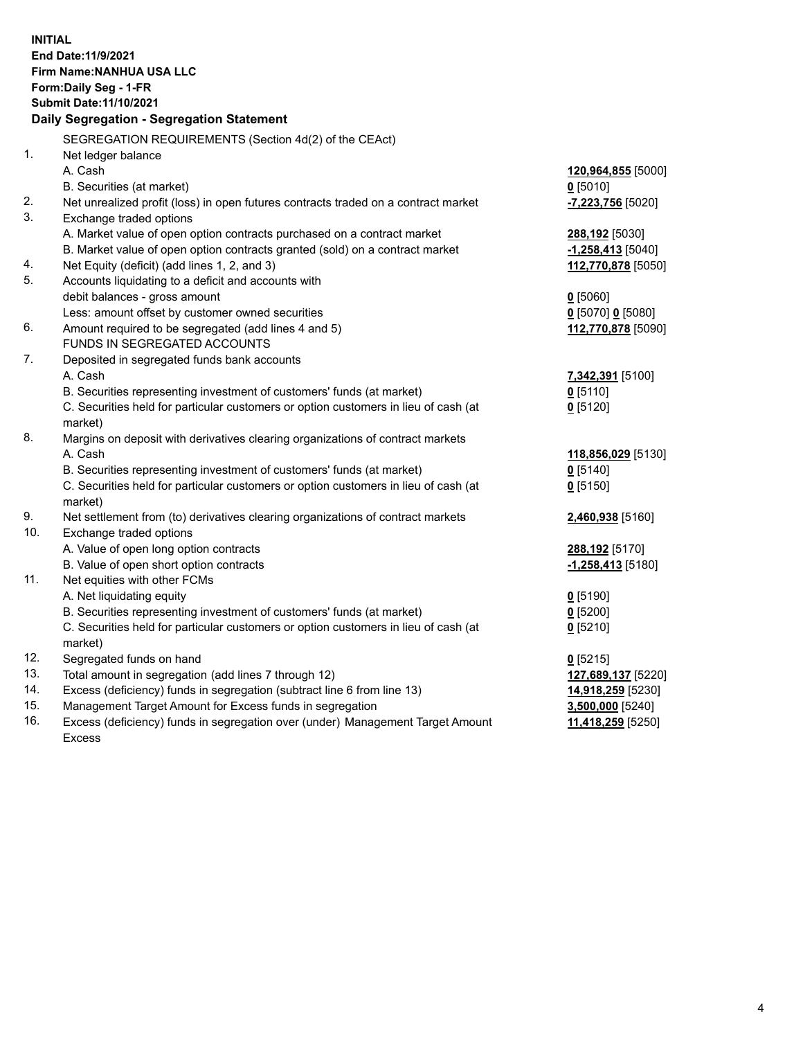**INITIAL**
**End Date:11/9/2021**
**Firm Name:NANHUA USA LLC**
**Form:Daily Seg - 1-FR**
**Submit Date:11/10/2021**

## Daily Segregation - Segregation Statement

| | | |
|---|---|---|
| | SEGREGATION REQUIREMENTS (Section 4d(2) of the CEAct) | |
| 1. | Net ledger balance | |
| | A. Cash | **120,964,855** [5000] |
| | B. Securities (at market) | **0** [5010] |
| 2. | Net unrealized profit (loss) in open futures contracts traded on a contract market | **-7,223,756** [5020] |
| 3. | Exchange traded options | |
| | A. Market value of open option contracts purchased on a contract market | **288,192** [5030] |
| | B. Market value of open option contracts granted (sold) on a contract market | **-1,258,413** [5040] |
| 4. | Net Equity (deficit) (add lines 1, 2, and 3) | **112,770,878** [5050] |
| 5. | Accounts liquidating to a deficit and accounts with debit balances - gross amount | **0** [5060] |
| | Less: amount offset by customer owned securities | **0** [5070] **0** [5080] |
| 6. | Amount required to be segregated (add lines 4 and 5) | **112,770,878** [5090] |
| | FUNDS IN SEGREGATED ACCOUNTS | |
| 7. | Deposited in segregated funds bank accounts | |
| | A. Cash | **7,342,391** [5100] |
| | B. Securities representing investment of customers' funds (at market) | **0** [5110] |
| | C. Securities held for particular customers or option customers in lieu of cash (at market) | **0** [5120] |
| 8. | Margins on deposit with derivatives clearing organizations of contract markets | |
| | A. Cash | **118,856,029** [5130] |
| | B. Securities representing investment of customers' funds (at market) | **0** [5140] |
| | C. Securities held for particular customers or option customers in lieu of cash (at market) | **0** [5150] |
| 9. | Net settlement from (to) derivatives clearing organizations of contract markets | **2,460,938** [5160] |
| 10. | Exchange traded options | |
| | A. Value of open long option contracts | **288,192** [5170] |
| | B. Value of open short option contracts | **-1,258,413** [5180] |
| 11. | Net equities with other FCMs | |
| | A. Net liquidating equity | **0** [5190] |
| | B. Securities representing investment of customers' funds (at market) | **0** [5200] |
| | C. Securities held for particular customers or option customers in lieu of cash (at market) | **0** [5210] |
| 12. | Segregated funds on hand | **0** [5215] |
| 13. | Total amount in segregation (add lines 7 through 12) | **127,689,137** [5220] |
| 14. | Excess (deficiency) funds in segregation (subtract line 6 from line 13) | **14,918,259** [5230] |
| 15. | Management Target Amount for Excess funds in segregation | **3,500,000** [5240] |
| 16. | Excess (deficiency) funds in segregation over (under) Management Target Amount Excess | **11,418,259** [5250] |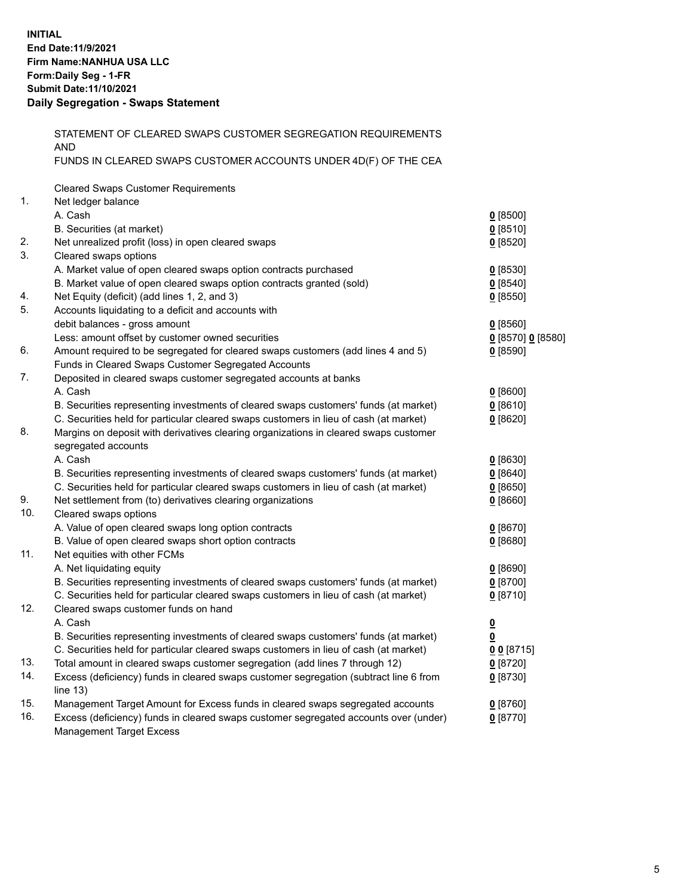**INITIAL**
**End Date:11/9/2021**
**Firm Name:NANHUA USA LLC**
**Form:Daily Seg - 1-FR**
**Submit Date:11/10/2021**
**Daily Segregation - Swaps Statement**

STATEMENT OF CLEARED SWAPS CUSTOMER SEGREGATION REQUIREMENTS AND FUNDS IN CLEARED SWAPS CUSTOMER ACCOUNTS UNDER 4D(F) OF THE CEA

| | | |
|---|---|---|
| | Cleared Swaps Customer Requirements | |
| 1. | Net ledger balance | |
| | A. Cash | 0 [8500] |
| | B. Securities (at market) | 0 [8510] |
| 2. | Net unrealized profit (loss) in open cleared swaps | 0 [8520] |
| 3. | Cleared swaps options | |
| | A. Market value of open cleared swaps option contracts purchased | 0 [8530] |
| | B. Market value of open cleared swaps option contracts granted (sold) | 0 [8540] |
| 4. | Net Equity (deficit) (add lines 1, 2, and 3) | 0 [8550] |
| 5. | Accounts liquidating to a deficit and accounts with debit balances - gross amount | 0 [8560] |
| | Less: amount offset by customer owned securities | 0 [8570] 0 [8580] |
| 6. | Amount required to be segregated for cleared swaps customers (add lines 4 and 5) | 0 [8590] |
| | Funds in Cleared Swaps Customer Segregated Accounts | |
| 7. | Deposited in cleared swaps customer segregated accounts at banks | |
| | A. Cash | 0 [8600] |
| | B. Securities representing investments of cleared swaps customers' funds (at market) | 0 [8610] |
| | C. Securities held for particular cleared swaps customers in lieu of cash (at market) | 0 [8620] |
| 8. | Margins on deposit with derivatives clearing organizations in cleared swaps customer segregated accounts | |
| | A. Cash | 0 [8630] |
| | B. Securities representing investments of cleared swaps customers' funds (at market) | 0 [8640] |
| | C. Securities held for particular cleared swaps customers in lieu of cash (at market) | 0 [8650] |
| 9. | Net settlement from (to) derivatives clearing organizations | 0 [8660] |
| 10. | Cleared swaps options | |
| | A. Value of open cleared swaps long option contracts | 0 [8670] |
| | B. Value of open cleared swaps short option contracts | 0 [8680] |
| 11. | Net equities with other FCMs | |
| | A. Net liquidating equity | 0 [8690] |
| | B. Securities representing investments of cleared swaps customers' funds (at market) | 0 [8700] |
| | C. Securities held for particular cleared swaps customers in lieu of cash (at market) | 0 [8710] |
| 12. | Cleared swaps customer funds on hand | |
| | A. Cash | 0 |
| | B. Securities representing investments of cleared swaps customers' funds (at market) | 0 |
| | C. Securities held for particular cleared swaps customers in lieu of cash (at market) | 0 0 [8715] |
| 13. | Total amount in cleared swaps customer segregation (add lines 7 through 12) | 0 [8720] |
| 14. | Excess (deficiency) funds in cleared swaps customer segregation (subtract line 6 from line 13) | 0 [8730] |
| 15. | Management Target Amount for Excess funds in cleared swaps segregated accounts | 0 [8760] |
| 16. | Excess (deficiency) funds in cleared swaps customer segregated accounts over (under) Management Target Excess | 0 [8770] |